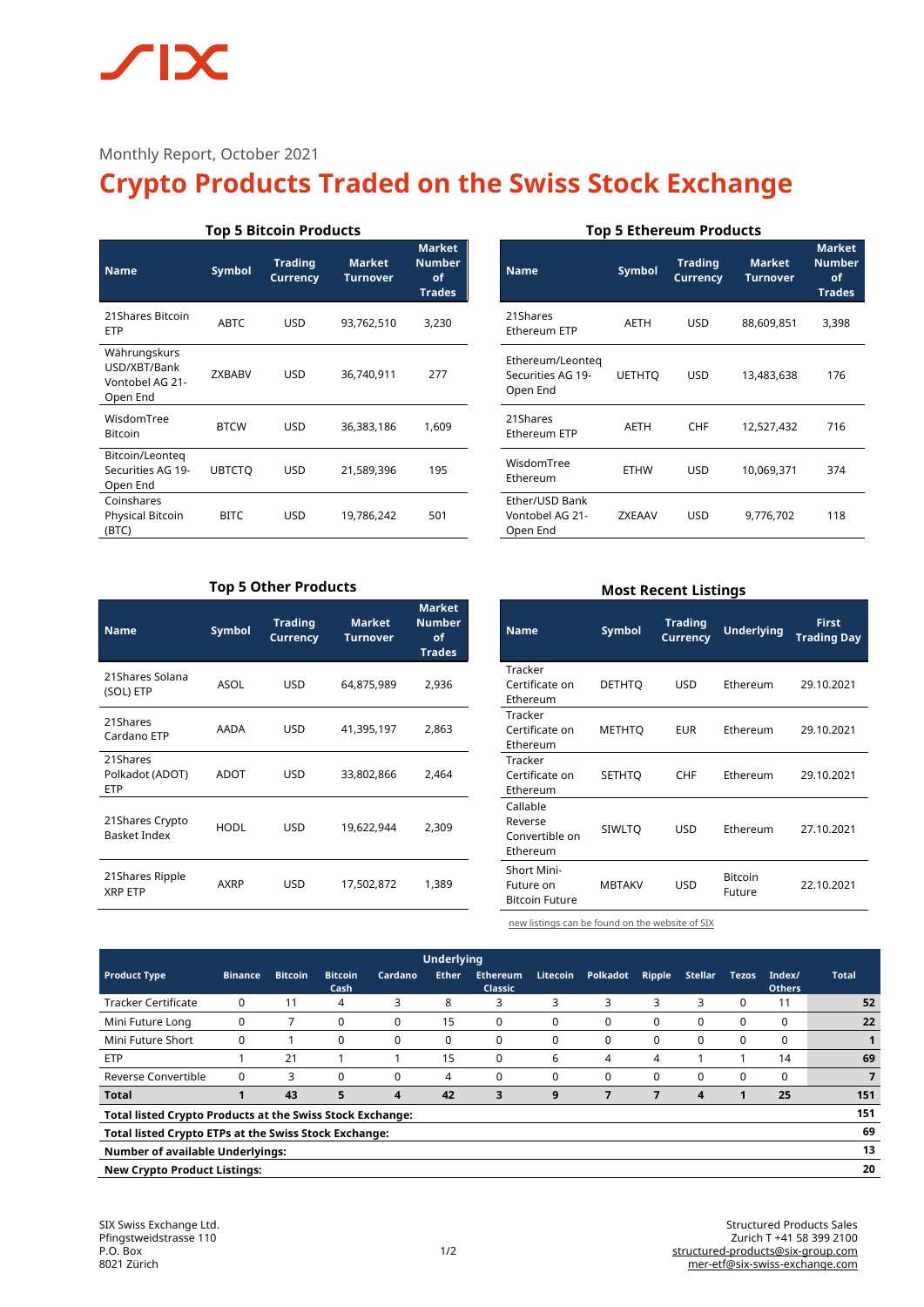Monthly Report, October 2021

# Crypto Products Traded on the Swiss Stock Exchange

### Top 5 Bitcoin Products

| Name | Symbol | Trading Currency | Market Turnover | Market Number of Trades |
|---|---|---|---|---|
| 21Shares Bitcoin ETP | ABTC | USD | 93,762,510 | 3,230 |
| Währungskurs USD/XBT/Bank Vontobel AG 21-Open End | ZXBABV | USD | 36,740,911 | 277 |
| WisdomTree Bitcoin | BTCW | USD | 36,383,186 | 1,609 |
| Bitcoin/Leonteq Securities AG 19-Open End | UBTCTQ | USD | 21,589,396 | 195 |
| Coinshares Physical Bitcoin (BTC) | BITC | USD | 19,786,242 | 501 |

### Top 5 Ethereum Products

| Name | Symbol | Trading Currency | Market Turnover | Market Number of Trades |
|---|---|---|---|---|
| 21Shares Ethereum ETP | AETH | USD | 88,609,851 | 3,398 |
| Ethereum/Leonteq Securities AG 19-Open End | UETHTQ | USD | 13,483,638 | 176 |
| 21Shares Ethereum ETP | AETH | CHF | 12,527,432 | 716 |
| WisdomTree Ethereum | ETHW | USD | 10,069,371 | 374 |
| Ether/USD Bank Vontobel AG 21-Open End | ZXEAAV | USD | 9,776,702 | 118 |

### Top 5 Other Products

| Name | Symbol | Trading Currency | Market Turnover | Market Number of Trades |
|---|---|---|---|---|
| 21Shares Solana (SOL) ETP | ASOL | USD | 64,875,989 | 2,936 |
| 21Shares Cardano ETP | AADA | USD | 41,395,197 | 2,863 |
| 21Shares Polkadot (ADOT) ETP | ADOT | USD | 33,802,866 | 2,464 |
| 21Shares Crypto Basket Index | HODL | USD | 19,622,944 | 2,309 |
| 21Shares Ripple XRP ETP | AXRP | USD | 17,502,872 | 1,389 |

### Most Recent Listings

| Name | Symbol | Trading Currency | Underlying | First Trading Day |
|---|---|---|---|---|
| Tracker Certificate on Ethereum | DETHTQ | USD | Ethereum | 29.10.2021 |
| Tracker Certificate on Ethereum | METHTQ | EUR | Ethereum | 29.10.2021 |
| Tracker Certificate on Ethereum | SETHTQ | CHF | Ethereum | 29.10.2021 |
| Callable Reverse Convertible on Ethereum | SIWLTQ | USD | Ethereum | 27.10.2021 |
| Short Mini-Future on Bitcoin Future | MBTAKV | USD | Bitcoin Future | 22.10.2021 |

new listings can be found on the website of SIX

| Product Type | Underlying | | | | | | | | | | | | Total |
|---|---|---|---|---|---|---|---|---|---|---|---|---|---|
| | Binance | Bitcoin | Bitcoin Cash | Cardano | Ether | Ethereum Classic | Litecoin | Polkadot | Ripple | Stellar | Tezos | Index/ Others | |
| Tracker Certificate | 0 | 11 | 4 | 3 | 8 | 3 | 3 | 3 | 3 | 3 | 0 | 11 | **52** |
| Mini Future Long | 0 | 7 | 0 | 0 | 15 | 0 | 0 | 0 | 0 | 0 | 0 | 0 | **22** |
| Mini Future Short | 0 | 1 | 0 | 0 | 0 | 0 | 0 | 0 | 0 | 0 | 0 | 0 | **1** |
| ETP | 1 | 21 | 1 | 1 | 15 | 0 | 6 | 4 | 4 | 1 | 1 | 14 | **69** |
| Reverse Convertible | 0 | 3 | 0 | 0 | 4 | 0 | 0 | 0 | 0 | 0 | 0 | 0 | **7** |
| **Total** | **1** | **43** | **5** | **4** | **42** | **3** | **9** | **7** | **7** | **4** | **1** | **25** | **151** |
| **Total listed Crypto Products at the Swiss Stock Exchange:** | | | | | | | | | | | | | **151** |
| **Total listed Crypto ETPs at the Swiss Stock Exchange:** | | | | | | | | | | | | | **69** |
| **Number of available Underlyings:** | | | | | | | | | | | | | **13** |
| **New Crypto Product Listings:** | | | | | | | | | | | | | **20** |

SIX Swiss Exchange Ltd.
Pfingstweidstrasse 110
P.O. Box
8021 Zürich

Structured Products Sales
Zurich T +41 58 399 2100
structured-products@six-group.com
mer-etf@six-swiss-exchange.com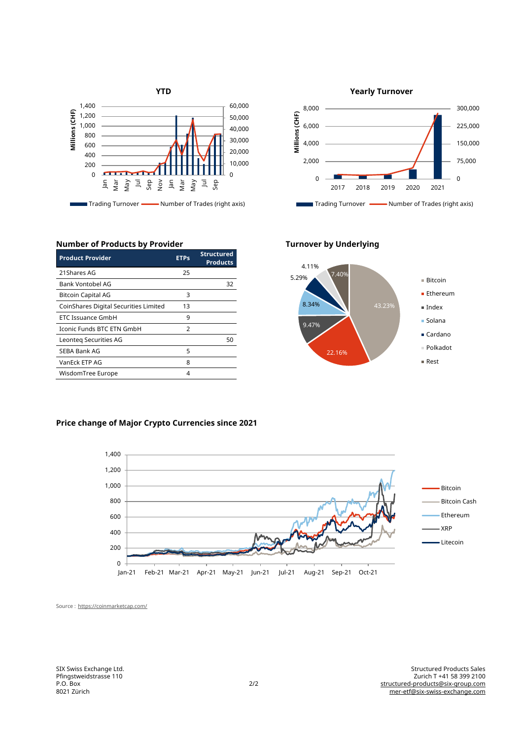**YTD**

Millions (CHF)

1,400
1,200
1,000
800
600
400
200
0

60,000
50,000
40,000
30,000
20,000
10,000
0

Jan Mar May Jul Sep Nov Jan Mar May Jul Sep

Trading Turnover — Number of Trades (right axis)

**Yearly Turnover**

Millions (CHF)

8,000
6,000
4,000
2,000
0

300,000
225,000
150,000
75,000
0

2017 2018 2019 2020 2021

Trading Turnover — Number of Trades (right axis)

## Number of Products by Provider

| Product Provider | ETPs | Structured Products |
|---|---|---|
| 21Shares AG | 25 | |
| Bank Vontobel AG | | 32 |
| Bitcoin Capital AG | 3 | |
| CoinShares Digital Securities Limited | 13 | |
| ETC Issuance GmbH | 9 | |
| Iconic Funds BTC ETN GmbH | 2 | |
| Leonteq Securities AG | | 50 |
| SEBA Bank AG | 5 | |
| VanEck ETP AG | 8 | |
| WisdomTree Europe | 4 | |

## Turnover by Underlying

43.23%
22.16%
9.47%
8.34%
5.29%
4.11%
7.40%

Bitcoin
Ethereum
Index
Solana
Cardano
Polkadot
Rest

## Price change of Major Crypto Currencies since 2021

1,400
1,200
1,000
800
600
400
200
0

Jan-21 Feb-21 Mar-21 Apr-21 May-21 Jun-21 Jul-21 Aug-21 Sep-21 Oct-21

Bitcoin
Bitcoin Cash
Ethereum
XRP
Litecoin

Source : https://coinmarketcap.com/

SIX Swiss Exchange Ltd.
Pfingstweidstrasse 110
P.O. Box
8021 Zürich

Structured Products Sales
Zurich T +41 58 399 2100
structured-products@six-group.com
mer-etf@six-swiss-exchange.com